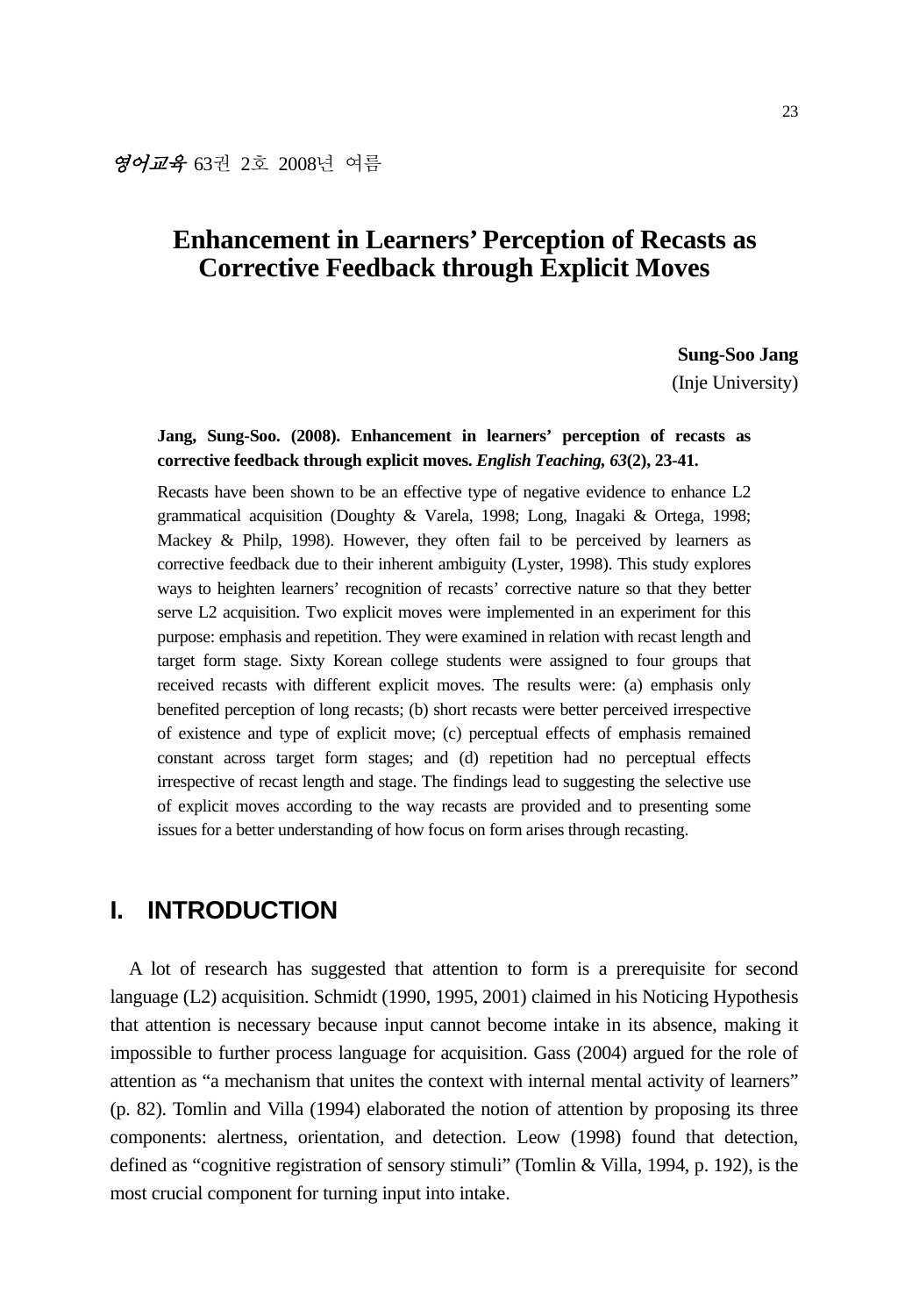# Enhancement in Learners' Perception of Recasts as Corrective Feedback through Explicit Moves

**Sung-Soo Jang**
(Inje University)

**Jang, Sung-Soo. (2008). Enhancement in learners' perception of recasts as corrective feedback through explicit moves. *English Teaching, 63*(2), 23-41.**

Recasts have been shown to be an effective type of negative evidence to enhance L2 grammatical acquisition (Doughty & Varela, 1998; Long, Inagaki & Ortega, 1998; Mackey & Philp, 1998). However, they often fail to be perceived by learners as corrective feedback due to their inherent ambiguity (Lyster, 1998). This study explores ways to heighten learners' recognition of recasts' corrective nature so that they better serve L2 acquisition. Two explicit moves were implemented in an experiment for this purpose: emphasis and repetition. They were examined in relation with recast length and target form stage. Sixty Korean college students were assigned to four groups that received recasts with different explicit moves. The results were: (a) emphasis only benefited perception of long recasts; (b) short recasts were better perceived irrespective of existence and type of explicit move; (c) perceptual effects of emphasis remained constant across target form stages; and (d) repetition had no perceptual effects irrespective of recast length and stage. The findings lead to suggesting the selective use of explicit moves according to the way recasts are provided and to presenting some issues for a better understanding of how focus on form arises through recasting.

## I. INTRODUCTION

A lot of research has suggested that attention to form is a prerequisite for second language (L2) acquisition. Schmidt (1990, 1995, 2001) claimed in his Noticing Hypothesis that attention is necessary because input cannot become intake in its absence, making it impossible to further process language for acquisition. Gass (2004) argued for the role of attention as "a mechanism that unites the context with internal mental activity of learners" (p. 82). Tomlin and Villa (1994) elaborated the notion of attention by proposing its three components: alertness, orientation, and detection. Leow (1998) found that detection, defined as "cognitive registration of sensory stimuli" (Tomlin & Villa, 1994, p. 192), is the most crucial component for turning input into intake.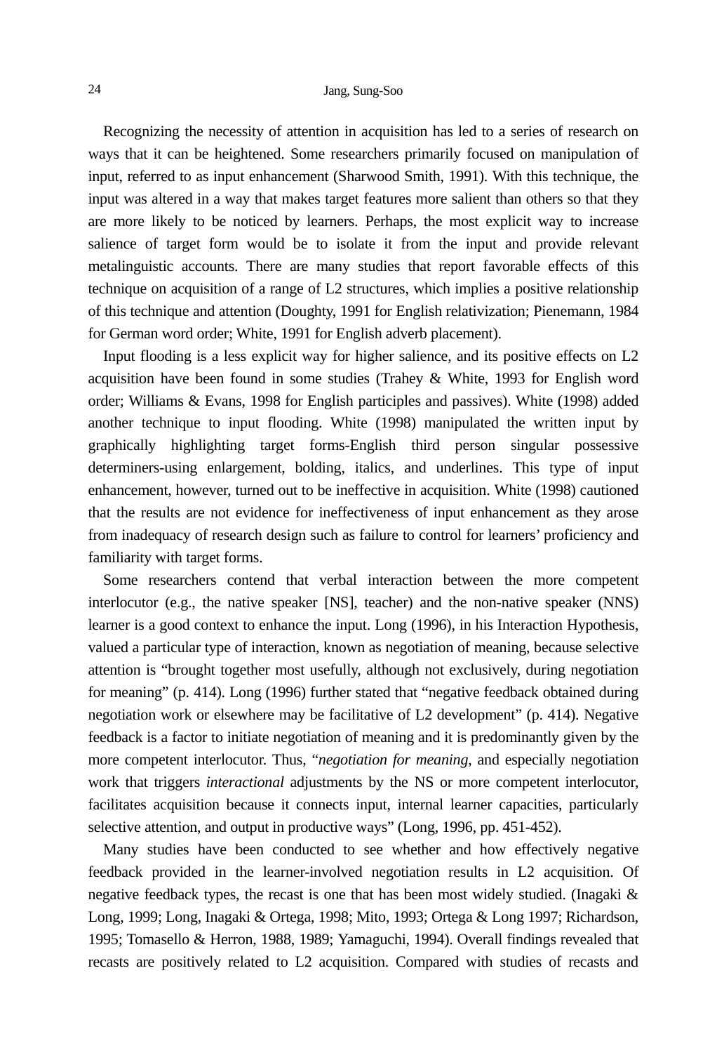Recognizing the necessity of attention in acquisition has led to a series of research on ways that it can be heightened. Some researchers primarily focused on manipulation of input, referred to as input enhancement (Sharwood Smith, 1991). With this technique, the input was altered in a way that makes target features more salient than others so that they are more likely to be noticed by learners. Perhaps, the most explicit way to increase salience of target form would be to isolate it from the input and provide relevant metalinguistic accounts. There are many studies that report favorable effects of this technique on acquisition of a range of L2 structures, which implies a positive relationship of this technique and attention (Doughty, 1991 for English relativization; Pienemann, 1984 for German word order; White, 1991 for English adverb placement).

Input flooding is a less explicit way for higher salience, and its positive effects on L2 acquisition have been found in some studies (Trahey & White, 1993 for English word order; Williams & Evans, 1998 for English participles and passives). White (1998) added another technique to input flooding. White (1998) manipulated the written input by graphically highlighting target forms-English third person singular possessive determiners-using enlargement, bolding, italics, and underlines. This type of input enhancement, however, turned out to be ineffective in acquisition. White (1998) cautioned that the results are not evidence for ineffectiveness of input enhancement as they arose from inadequacy of research design such as failure to control for learners' proficiency and familiarity with target forms.

Some researchers contend that verbal interaction between the more competent interlocutor (e.g., the native speaker [NS], teacher) and the non-native speaker (NNS) learner is a good context to enhance the input. Long (1996), in his Interaction Hypothesis, valued a particular type of interaction, known as negotiation of meaning, because selective attention is "brought together most usefully, although not exclusively, during negotiation for meaning" (p. 414). Long (1996) further stated that "negative feedback obtained during negotiation work or elsewhere may be facilitative of L2 development" (p. 414). Negative feedback is a factor to initiate negotiation of meaning and it is predominantly given by the more competent interlocutor. Thus, "*negotiation for meaning*, and especially negotiation work that triggers *interactional* adjustments by the NS or more competent interlocutor, facilitates acquisition because it connects input, internal learner capacities, particularly selective attention, and output in productive ways" (Long, 1996, pp. 451-452).

Many studies have been conducted to see whether and how effectively negative feedback provided in the learner-involved negotiation results in L2 acquisition. Of negative feedback types, the recast is one that has been most widely studied. (Inagaki & Long, 1999; Long, Inagaki & Ortega, 1998; Mito, 1993; Ortega & Long 1997; Richardson, 1995; Tomasello & Herron, 1988, 1989; Yamaguchi, 1994). Overall findings revealed that recasts are positively related to L2 acquisition. Compared with studies of recasts and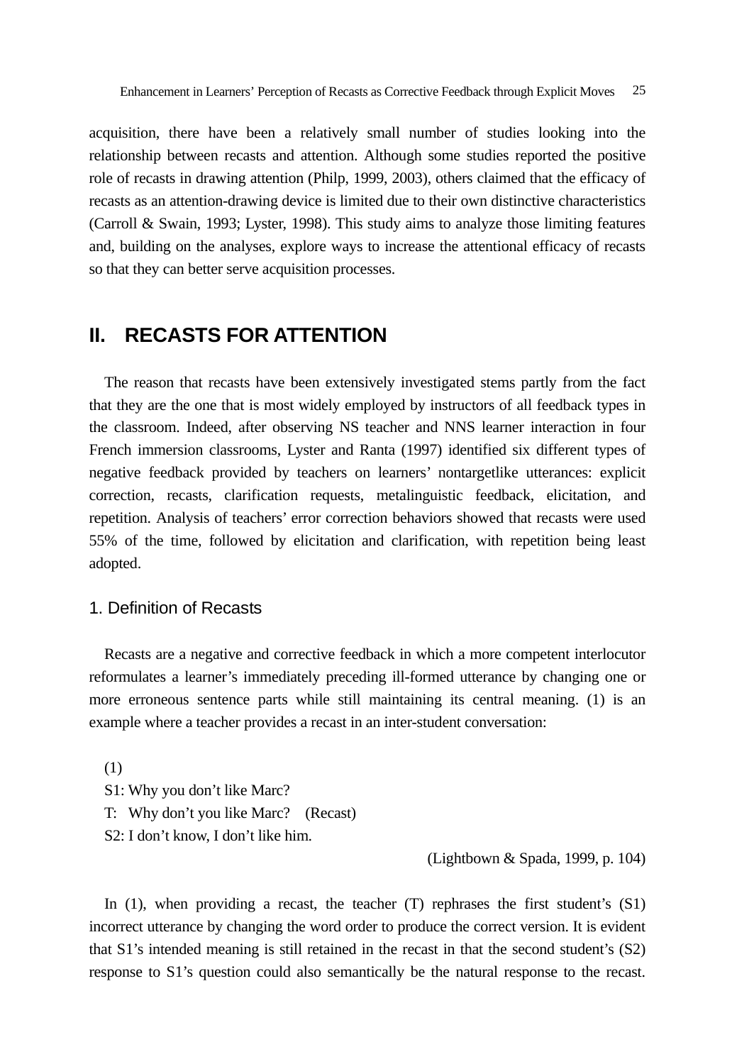acquisition, there have been a relatively small number of studies looking into the relationship between recasts and attention. Although some studies reported the positive role of recasts in drawing attention (Philp, 1999, 2003), others claimed that the efficacy of recasts as an attention-drawing device is limited due to their own distinctive characteristics (Carroll & Swain, 1993; Lyster, 1998). This study aims to analyze those limiting features and, building on the analyses, explore ways to increase the attentional efficacy of recasts so that they can better serve acquisition processes.

## II. RECASTS FOR ATTENTION

The reason that recasts have been extensively investigated stems partly from the fact that they are the one that is most widely employed by instructors of all feedback types in the classroom. Indeed, after observing NS teacher and NNS learner interaction in four French immersion classrooms, Lyster and Ranta (1997) identified six different types of negative feedback provided by teachers on learners' nontargetlike utterances: explicit correction, recasts, clarification requests, metalinguistic feedback, elicitation, and repetition. Analysis of teachers' error correction behaviors showed that recasts were used 55% of the time, followed by elicitation and clarification, with repetition being least adopted.

### 1. Definition of Recasts

Recasts are a negative and corrective feedback in which a more competent interlocutor reformulates a learner's immediately preceding ill-formed utterance by changing one or more erroneous sentence parts while still maintaining its central meaning. (1) is an example where a teacher provides a recast in an inter-student conversation:

(1)
S1: Why you don't like Marc?
T: Why don't you like Marc? (Recast)
S2: I don't know, I don't like him.

(Lightbown & Spada, 1999, p. 104)

In (1), when providing a recast, the teacher (T) rephrases the first student's (S1) incorrect utterance by changing the word order to produce the correct version. It is evident that S1's intended meaning is still retained in the recast in that the second student's (S2) response to S1's question could also semantically be the natural response to the recast.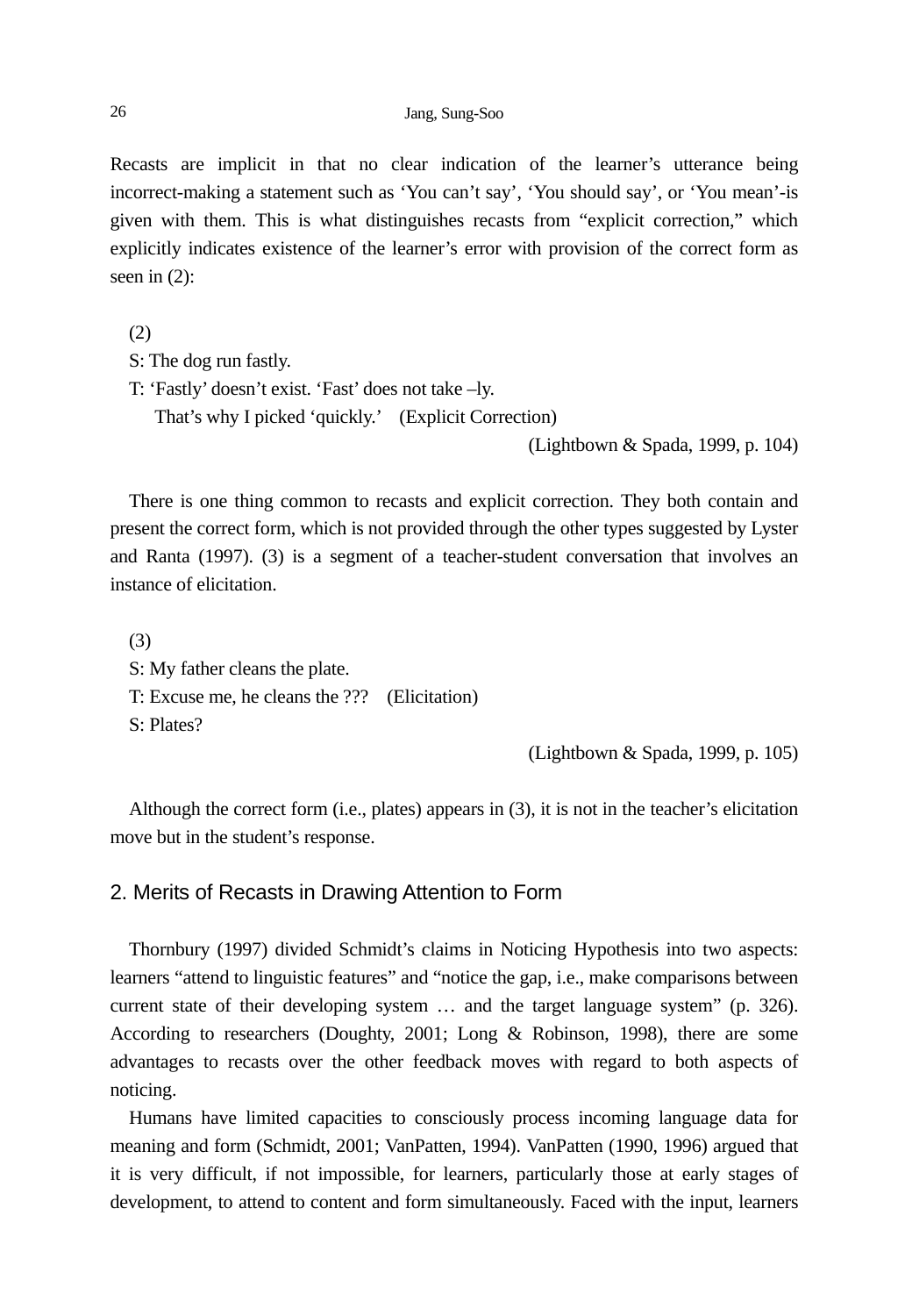Recasts are implicit in that no clear indication of the learner's utterance being incorrect-making a statement such as 'You can't say', 'You should say', or 'You mean'-is given with them. This is what distinguishes recasts from "explicit correction," which explicitly indicates existence of the learner's error with provision of the correct form as seen in (2):

(2)
S: The dog run fastly.
T: 'Fastly' doesn't exist. 'Fast' does not take –ly.
That's why I picked 'quickly.' (Explicit Correction)

(Lightbown & Spada, 1999, p. 104)

There is one thing common to recasts and explicit correction. They both contain and present the correct form, which is not provided through the other types suggested by Lyster and Ranta (1997). (3) is a segment of a teacher-student conversation that involves an instance of elicitation.

(3)
S: My father cleans the plate.
T: Excuse me, he cleans the ??? (Elicitation)
S: Plates?

(Lightbown & Spada, 1999, p. 105)

Although the correct form (i.e., plates) appears in (3), it is not in the teacher's elicitation move but in the student's response.

## 2. Merits of Recasts in Drawing Attention to Form

Thornbury (1997) divided Schmidt's claims in Noticing Hypothesis into two aspects: learners "attend to linguistic features" and "notice the gap, i.e., make comparisons between current state of their developing system … and the target language system" (p. 326). According to researchers (Doughty, 2001; Long & Robinson, 1998), there are some advantages to recasts over the other feedback moves with regard to both aspects of noticing.

Humans have limited capacities to consciously process incoming language data for meaning and form (Schmidt, 2001; VanPatten, 1994). VanPatten (1990, 1996) argued that it is very difficult, if not impossible, for learners, particularly those at early stages of development, to attend to content and form simultaneously. Faced with the input, learners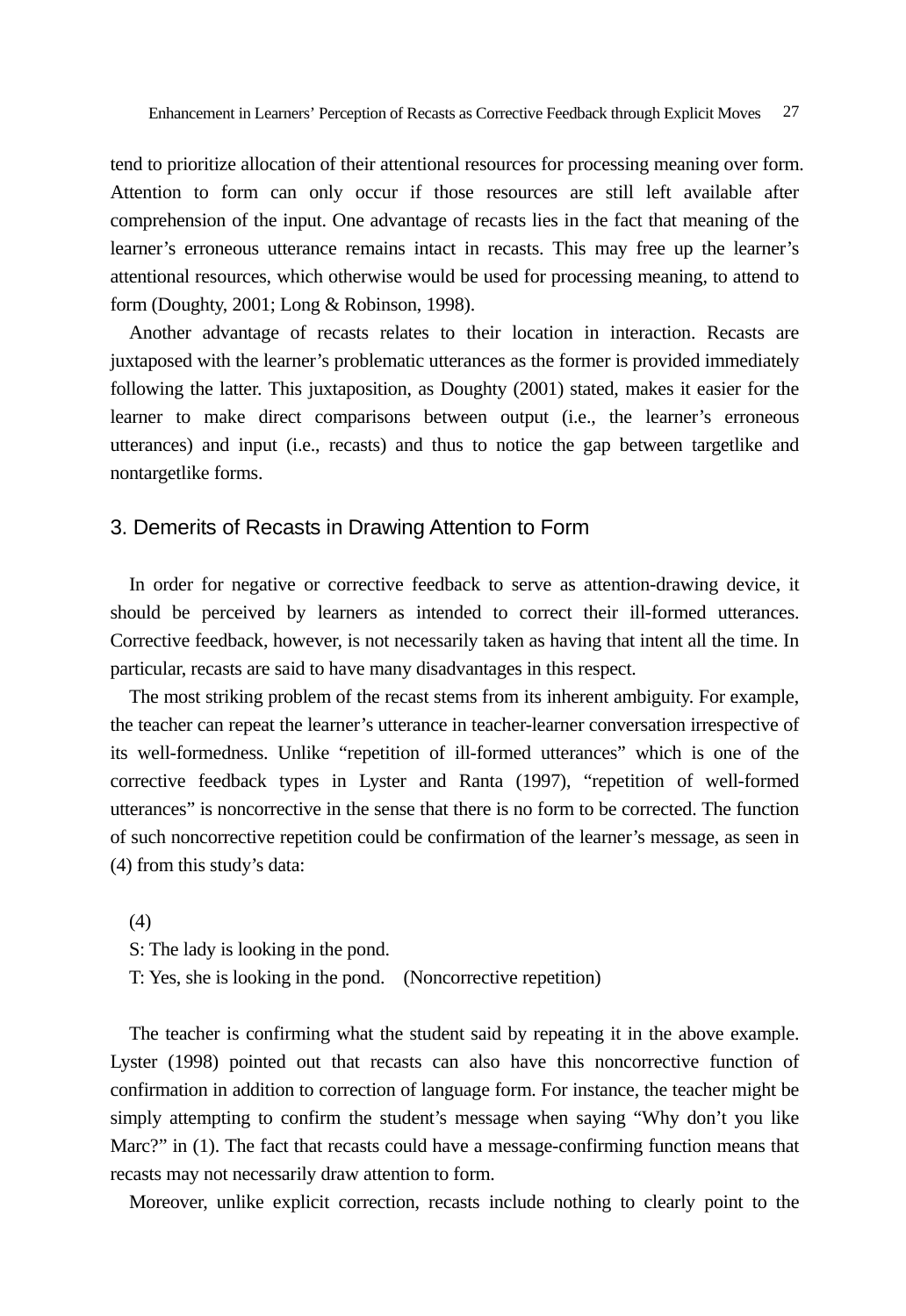tend to prioritize allocation of their attentional resources for processing meaning over form. Attention to form can only occur if those resources are still left available after comprehension of the input. One advantage of recasts lies in the fact that meaning of the learner's erroneous utterance remains intact in recasts. This may free up the learner's attentional resources, which otherwise would be used for processing meaning, to attend to form (Doughty, 2001; Long & Robinson, 1998).

Another advantage of recasts relates to their location in interaction. Recasts are juxtaposed with the learner's problematic utterances as the former is provided immediately following the latter. This juxtaposition, as Doughty (2001) stated, makes it easier for the learner to make direct comparisons between output (i.e., the learner's erroneous utterances) and input (i.e., recasts) and thus to notice the gap between targetlike and nontargetlike forms.

## 3. Demerits of Recasts in Drawing Attention to Form

In order for negative or corrective feedback to serve as attention-drawing device, it should be perceived by learners as intended to correct their ill-formed utterances. Corrective feedback, however, is not necessarily taken as having that intent all the time. In particular, recasts are said to have many disadvantages in this respect.

The most striking problem of the recast stems from its inherent ambiguity. For example, the teacher can repeat the learner's utterance in teacher-learner conversation irrespective of its well-formedness. Unlike "repetition of ill-formed utterances" which is one of the corrective feedback types in Lyster and Ranta (1997), "repetition of well-formed utterances" is noncorrective in the sense that there is no form to be corrected. The function of such noncorrective repetition could be confirmation of the learner's message, as seen in (4) from this study's data:

(4)
S: The lady is looking in the pond.
T: Yes, she is looking in the pond. (Noncorrective repetition)

The teacher is confirming what the student said by repeating it in the above example. Lyster (1998) pointed out that recasts can also have this noncorrective function of confirmation in addition to correction of language form. For instance, the teacher might be simply attempting to confirm the student's message when saying "Why don't you like Marc?" in (1). The fact that recasts could have a message-confirming function means that recasts may not necessarily draw attention to form.

Moreover, unlike explicit correction, recasts include nothing to clearly point to the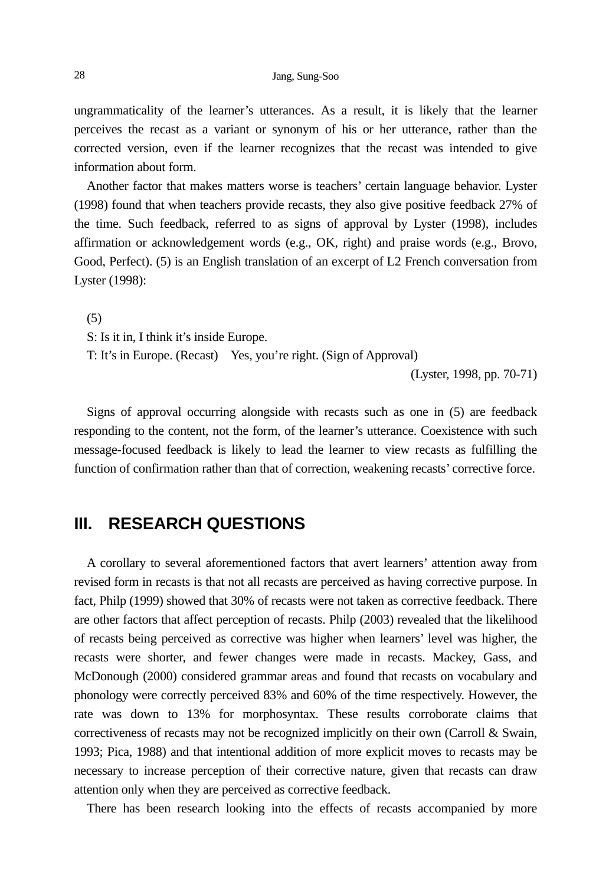ungrammaticality of the learner's utterances. As a result, it is likely that the learner perceives the recast as a variant or synonym of his or her utterance, rather than the corrected version, even if the learner recognizes that the recast was intended to give information about form.

Another factor that makes matters worse is teachers' certain language behavior. Lyster (1998) found that when teachers provide recasts, they also give positive feedback 27% of the time. Such feedback, referred to as signs of approval by Lyster (1998), includes affirmation or acknowledgement words (e.g., OK, right) and praise words (e.g., Brovo, Good, Perfect). (5) is an English translation of an excerpt of L2 French conversation from Lyster (1998):

(5)
S: Is it in, I think it's inside Europe.
T: It's in Europe. (Recast)  Yes, you're right. (Sign of Approval)

(Lyster, 1998, pp. 70-71)

Signs of approval occurring alongside with recasts such as one in (5) are feedback responding to the content, not the form, of the learner's utterance. Coexistence with such message-focused feedback is likely to lead the learner to view recasts as fulfilling the function of confirmation rather than that of correction, weakening recasts' corrective force.

## III. RESEARCH QUESTIONS

A corollary to several aforementioned factors that avert learners' attention away from revised form in recasts is that not all recasts are perceived as having corrective purpose. In fact, Philp (1999) showed that 30% of recasts were not taken as corrective feedback. There are other factors that affect perception of recasts. Philp (2003) revealed that the likelihood of recasts being perceived as corrective was higher when learners' level was higher, the recasts were shorter, and fewer changes were made in recasts. Mackey, Gass, and McDonough (2000) considered grammar areas and found that recasts on vocabulary and phonology were correctly perceived 83% and 60% of the time respectively. However, the rate was down to 13% for morphosyntax. These results corroborate claims that correctiveness of recasts may not be recognized implicitly on their own (Carroll & Swain, 1993; Pica, 1988) and that intentional addition of more explicit moves to recasts may be necessary to increase perception of their corrective nature, given that recasts can draw attention only when they are perceived as corrective feedback.

There has been research looking into the effects of recasts accompanied by more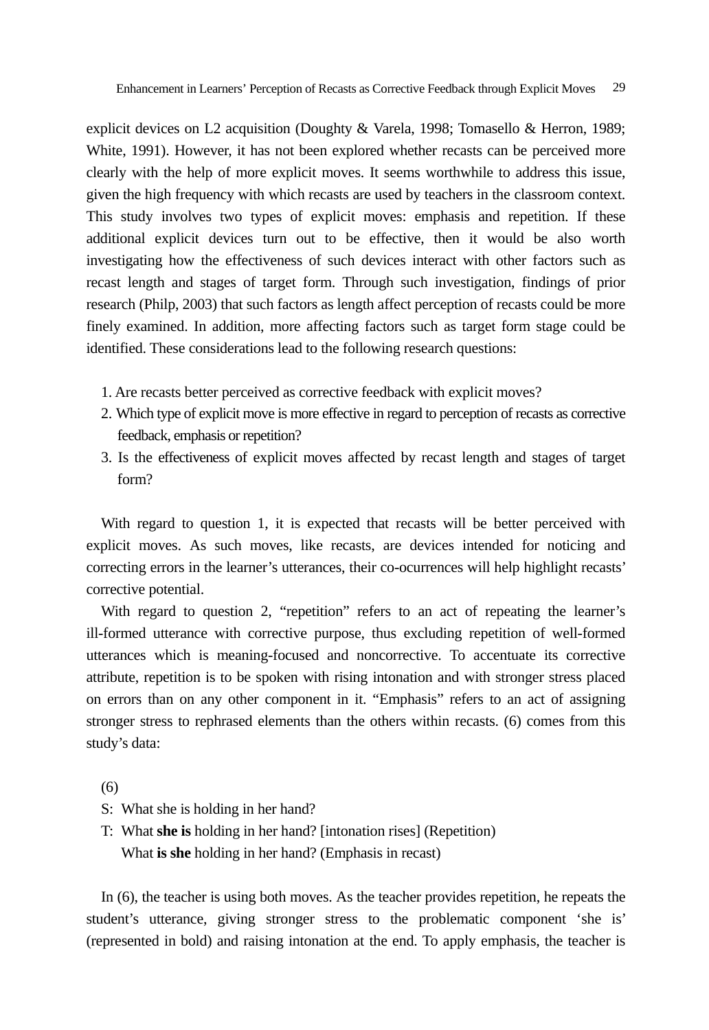explicit devices on L2 acquisition (Doughty & Varela, 1998; Tomasello & Herron, 1989; White, 1991). However, it has not been explored whether recasts can be perceived more clearly with the help of more explicit moves. It seems worthwhile to address this issue, given the high frequency with which recasts are used by teachers in the classroom context. This study involves two types of explicit moves: emphasis and repetition. If these additional explicit devices turn out to be effective, then it would be also worth investigating how the effectiveness of such devices interact with other factors such as recast length and stages of target form. Through such investigation, findings of prior research (Philp, 2003) that such factors as length affect perception of recasts could be more finely examined. In addition, more affecting factors such as target form stage could be identified. These considerations lead to the following research questions:

1. Are recasts better perceived as corrective feedback with explicit moves?
2. Which type of explicit move is more effective in regard to perception of recasts as corrective feedback, emphasis or repetition?
3. Is the effectiveness of explicit moves affected by recast length and stages of target form?

With regard to question 1, it is expected that recasts will be better perceived with explicit moves. As such moves, like recasts, are devices intended for noticing and correcting errors in the learner's utterances, their co-ocurrences will help highlight recasts' corrective potential.

With regard to question 2, "repetition" refers to an act of repeating the learner's ill-formed utterance with corrective purpose, thus excluding repetition of well-formed utterances which is meaning-focused and noncorrective. To accentuate its corrective attribute, repetition is to be spoken with rising intonation and with stronger stress placed on errors than on any other component in it. "Emphasis" refers to an act of assigning stronger stress to rephrased elements than the others within recasts. (6) comes from this study's data:

(6)
S: What she is holding in her hand?
T: What **she is** holding in her hand? [intonation rises] (Repetition)
What **is she** holding in her hand? (Emphasis in recast)

In (6), the teacher is using both moves. As the teacher provides repetition, he repeats the student's utterance, giving stronger stress to the problematic component 'she is' (represented in bold) and raising intonation at the end. To apply emphasis, the teacher is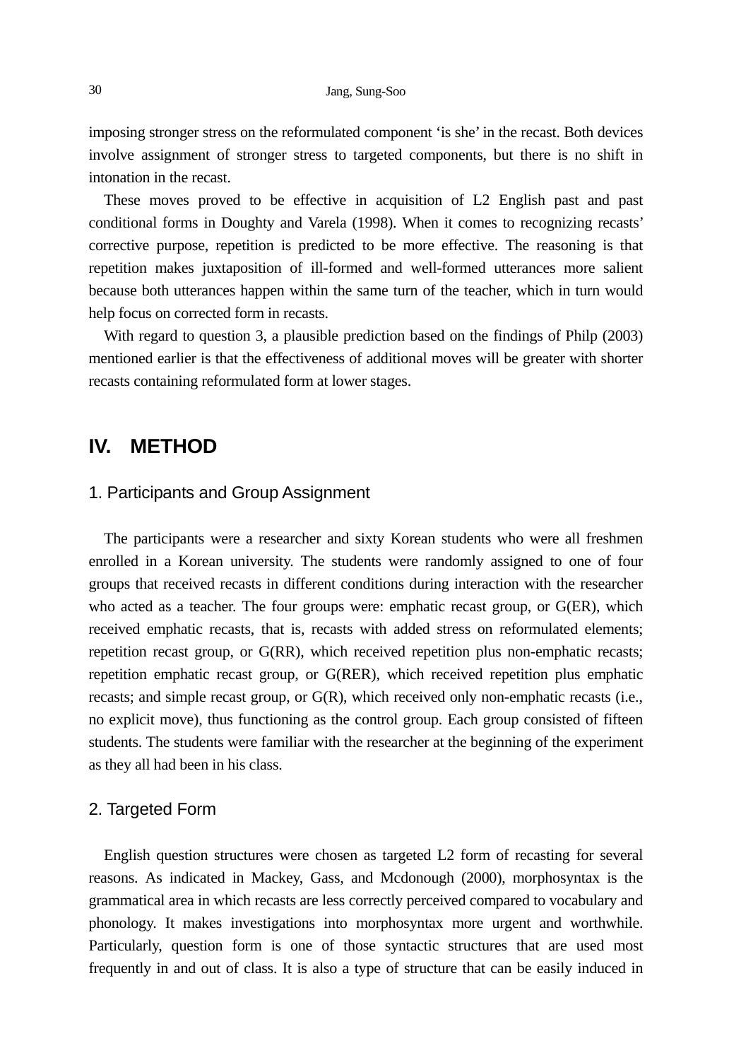imposing stronger stress on the reformulated component 'is she' in the recast. Both devices involve assignment of stronger stress to targeted components, but there is no shift in intonation in the recast.

These moves proved to be effective in acquisition of L2 English past and past conditional forms in Doughty and Varela (1998). When it comes to recognizing recasts' corrective purpose, repetition is predicted to be more effective. The reasoning is that repetition makes juxtaposition of ill-formed and well-formed utterances more salient because both utterances happen within the same turn of the teacher, which in turn would help focus on corrected form in recasts.

With regard to question 3, a plausible prediction based on the findings of Philp (2003) mentioned earlier is that the effectiveness of additional moves will be greater with shorter recasts containing reformulated form at lower stages.

# IV. METHOD

## 1. Participants and Group Assignment

The participants were a researcher and sixty Korean students who were all freshmen enrolled in a Korean university. The students were randomly assigned to one of four groups that received recasts in different conditions during interaction with the researcher who acted as a teacher. The four groups were: emphatic recast group, or G(ER), which received emphatic recasts, that is, recasts with added stress on reformulated elements; repetition recast group, or G(RR), which received repetition plus non-emphatic recasts; repetition emphatic recast group, or G(RER), which received repetition plus emphatic recasts; and simple recast group, or G(R), which received only non-emphatic recasts (i.e., no explicit move), thus functioning as the control group. Each group consisted of fifteen students. The students were familiar with the researcher at the beginning of the experiment as they all had been in his class.

## 2. Targeted Form

English question structures were chosen as targeted L2 form of recasting for several reasons. As indicated in Mackey, Gass, and Mcdonough (2000), morphosyntax is the grammatical area in which recasts are less correctly perceived compared to vocabulary and phonology. It makes investigations into morphosyntax more urgent and worthwhile. Particularly, question form is one of those syntactic structures that are used most frequently in and out of class. It is also a type of structure that can be easily induced in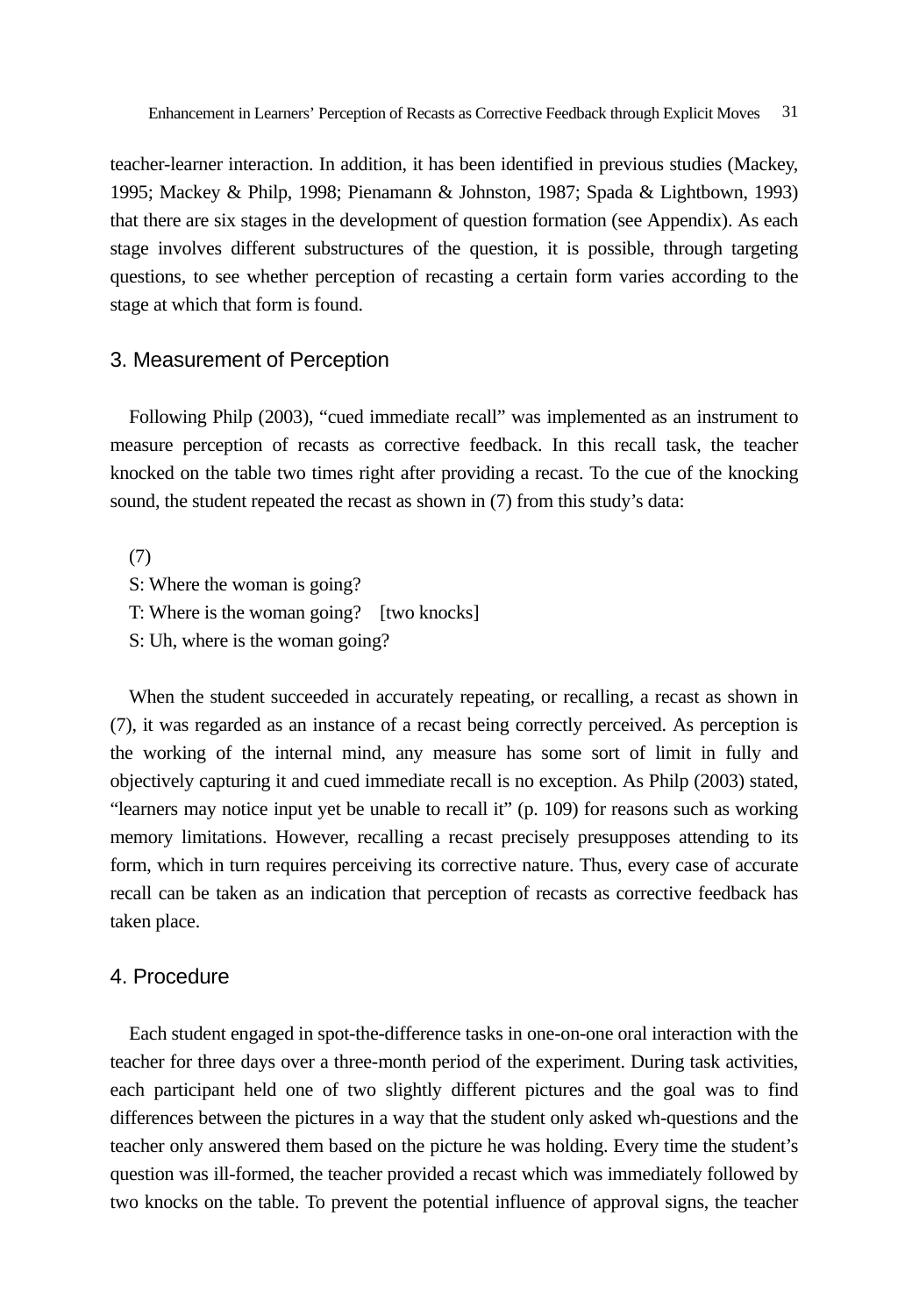teacher-learner interaction. In addition, it has been identified in previous studies (Mackey, 1995; Mackey & Philp, 1998; Pienamann & Johnston, 1987; Spada & Lightbown, 1993) that there are six stages in the development of question formation (see Appendix). As each stage involves different substructures of the question, it is possible, through targeting questions, to see whether perception of recasting a certain form varies according to the stage at which that form is found.

## 3. Measurement of Perception

Following Philp (2003), "cued immediate recall" was implemented as an instrument to measure perception of recasts as corrective feedback. In this recall task, the teacher knocked on the table two times right after providing a recast. To the cue of the knocking sound, the student repeated the recast as shown in (7) from this study's data:

(7)
S: Where the woman is going?
T: Where is the woman going?    [two knocks]
S: Uh, where is the woman going?

When the student succeeded in accurately repeating, or recalling, a recast as shown in (7), it was regarded as an instance of a recast being correctly perceived. As perception is the working of the internal mind, any measure has some sort of limit in fully and objectively capturing it and cued immediate recall is no exception. As Philp (2003) stated, "learners may notice input yet be unable to recall it" (p. 109) for reasons such as working memory limitations. However, recalling a recast precisely presupposes attending to its form, which in turn requires perceiving its corrective nature. Thus, every case of accurate recall can be taken as an indication that perception of recasts as corrective feedback has taken place.

## 4. Procedure

Each student engaged in spot-the-difference tasks in one-on-one oral interaction with the teacher for three days over a three-month period of the experiment. During task activities, each participant held one of two slightly different pictures and the goal was to find differences between the pictures in a way that the student only asked wh-questions and the teacher only answered them based on the picture he was holding. Every time the student's question was ill-formed, the teacher provided a recast which was immediately followed by two knocks on the table. To prevent the potential influence of approval signs, the teacher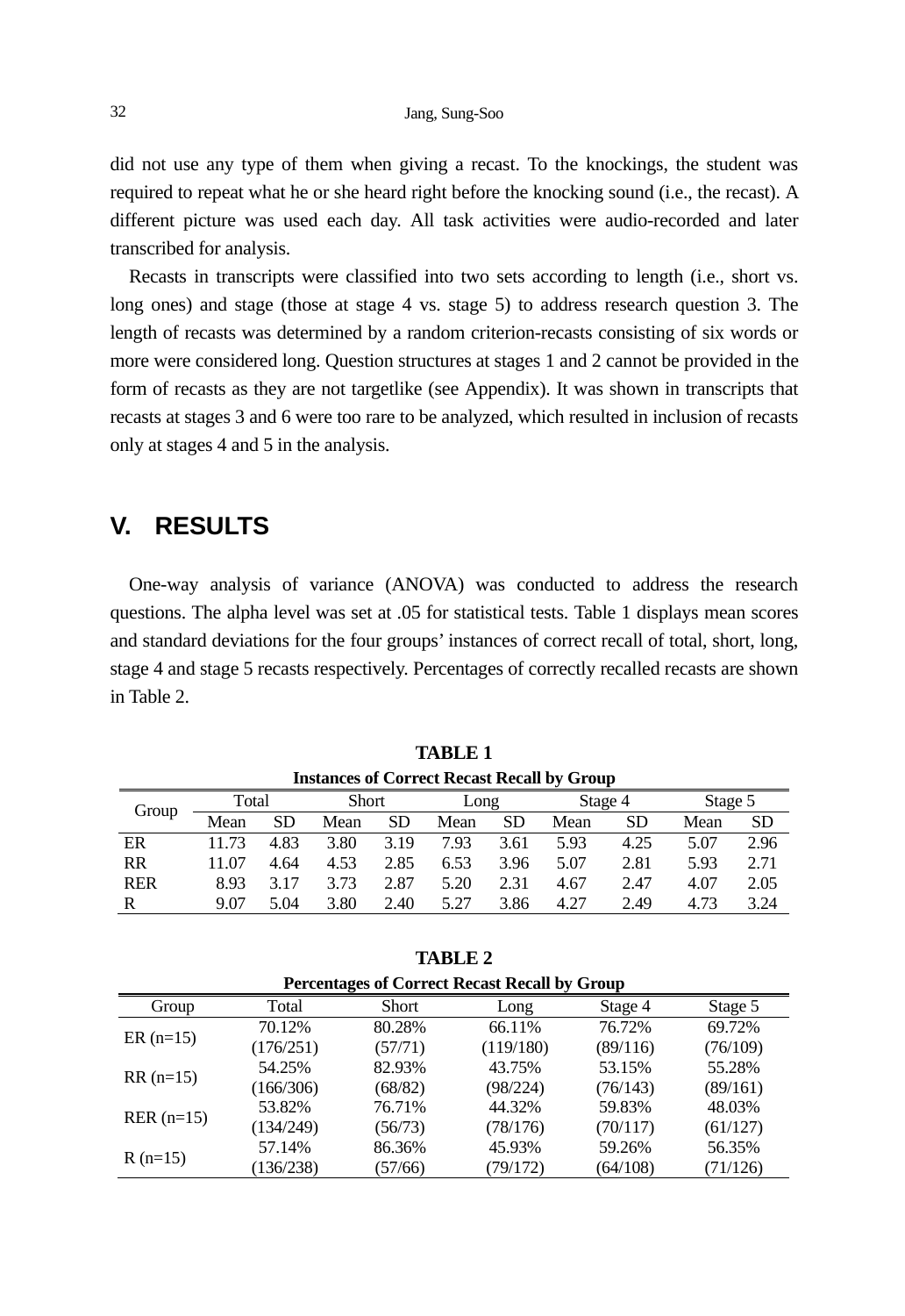did not use any type of them when giving a recast. To the knockings, the student was required to repeat what he or she heard right before the knocking sound (i.e., the recast). A different picture was used each day. All task activities were audio-recorded and later transcribed for analysis.

Recasts in transcripts were classified into two sets according to length (i.e., short vs. long ones) and stage (those at stage 4 vs. stage 5) to address research question 3. The length of recasts was determined by a random criterion-recasts consisting of six words or more were considered long. Question structures at stages 1 and 2 cannot be provided in the form of recasts as they are not targetlike (see Appendix). It was shown in transcripts that recasts at stages 3 and 6 were too rare to be analyzed, which resulted in inclusion of recasts only at stages 4 and 5 in the analysis.

## V. RESULTS

One-way analysis of variance (ANOVA) was conducted to address the research questions. The alpha level was set at .05 for statistical tests. Table 1 displays mean scores and standard deviations for the four groups' instances of correct recall of total, short, long, stage 4 and stage 5 recasts respectively. Percentages of correctly recalled recasts are shown in Table 2.

**TABLE 1**
**Instances of Correct Recast Recall by Group**

| Group | Total | | Short | | Long | | Stage 4 | | Stage 5 | |
|---|---|---|---|---|---|---|---|---|---|---|
| | Mean | SD | Mean | SD | Mean | SD | Mean | SD | Mean | SD |
| ER | 11.73 | 4.83 | 3.80 | 3.19 | 7.93 | 3.61 | 5.93 | 4.25 | 5.07 | 2.96 |
| RR | 11.07 | 4.64 | 4.53 | 2.85 | 6.53 | 3.96 | 5.07 | 2.81 | 5.93 | 2.71 |
| RER | 8.93 | 3.17 | 3.73 | 2.87 | 5.20 | 2.31 | 4.67 | 2.47 | 4.07 | 2.05 |
| R | 9.07 | 5.04 | 3.80 | 2.40 | 5.27 | 3.86 | 4.27 | 2.49 | 4.73 | 3.24 |

**TABLE 2**
**Percentages of Correct Recast Recall by Group**

| Group | Total | Short | Long | Stage 4 | Stage 5 |
|---|---|---|---|---|---|
| ER (n=15) | 70.12% (176/251) | 80.28% (57/71) | 66.11% (119/180) | 76.72% (89/116) | 69.72% (76/109) |
| RR (n=15) | 54.25% (166/306) | 82.93% (68/82) | 43.75% (98/224) | 53.15% (76/143) | 55.28% (89/161) |
| RER (n=15) | 53.82% (134/249) | 76.71% (56/73) | 44.32% (78/176) | 59.83% (70/117) | 48.03% (61/127) |
| R (n=15) | 57.14% (136/238) | 86.36% (57/66) | 45.93% (79/172) | 59.26% (64/108) | 56.35% (71/126) |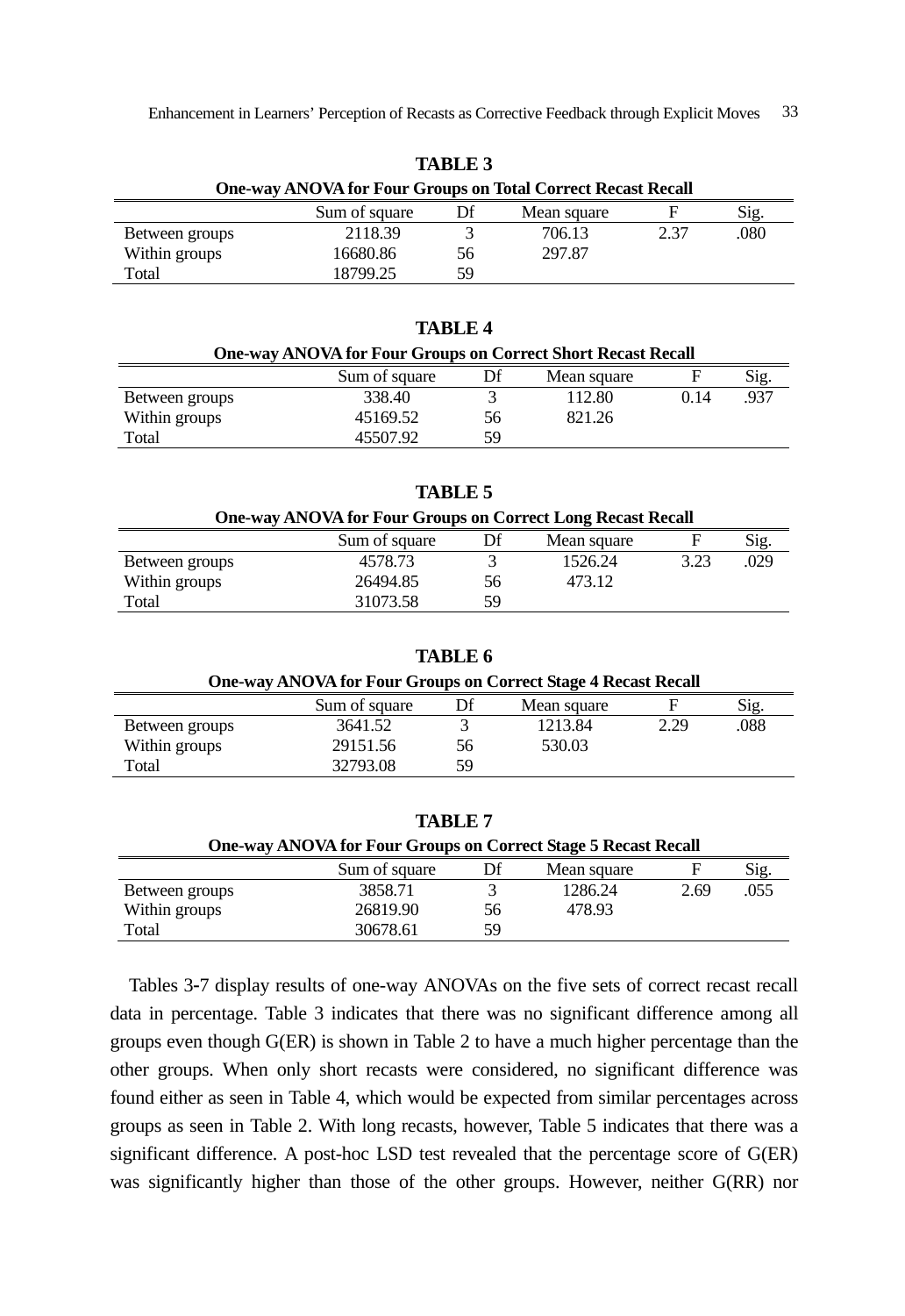**TABLE 3**
**One-way ANOVA for Four Groups on Total Correct Recast Recall**

| | Sum of square | Df | Mean square | F | Sig. |
|---|---|---|---|---|---|
| Between groups | 2118.39 | 3 | 706.13 | 2.37 | .080 |
| Within groups | 16680.86 | 56 | 297.87 | | |
| Total | 18799.25 | 59 | | | |

**TABLE 4**
**One-way ANOVA for Four Groups on Correct Short Recast Recall**

| | Sum of square | Df | Mean square | F | Sig. |
|---|---|---|---|---|---|
| Between groups | 338.40 | 3 | 112.80 | 0.14 | .937 |
| Within groups | 45169.52 | 56 | 821.26 | | |
| Total | 45507.92 | 59 | | | |

**TABLE 5**
**One-way ANOVA for Four Groups on Correct Long Recast Recall**

| | Sum of square | Df | Mean square | F | Sig. |
|---|---|---|---|---|---|
| Between groups | 4578.73 | 3 | 1526.24 | 3.23 | .029 |
| Within groups | 26494.85 | 56 | 473.12 | | |
| Total | 31073.58 | 59 | | | |

**TABLE 6**
**One-way ANOVA for Four Groups on Correct Stage 4 Recast Recall**

| | Sum of square | Df | Mean square | F | Sig. |
|---|---|---|---|---|---|
| Between groups | 3641.52 | 3 | 1213.84 | 2.29 | .088 |
| Within groups | 29151.56 | 56 | 530.03 | | |
| Total | 32793.08 | 59 | | | |

**TABLE 7**
**One-way ANOVA for Four Groups on Correct Stage 5 Recast Recall**

| | Sum of square | Df | Mean square | F | Sig. |
|---|---|---|---|---|---|
| Between groups | 3858.71 | 3 | 1286.24 | 2.69 | .055 |
| Within groups | 26819.90 | 56 | 478.93 | | |
| Total | 30678.61 | 59 | | | |

Tables 3-7 display results of one-way ANOVAs on the five sets of correct recast recall data in percentage. Table 3 indicates that there was no significant difference among all groups even though G(ER) is shown in Table 2 to have a much higher percentage than the other groups. When only short recasts were considered, no significant difference was found either as seen in Table 4, which would be expected from similar percentages across groups as seen in Table 2. With long recasts, however, Table 5 indicates that there was a significant difference. A post-hoc LSD test revealed that the percentage score of G(ER) was significantly higher than those of the other groups. However, neither G(RR) nor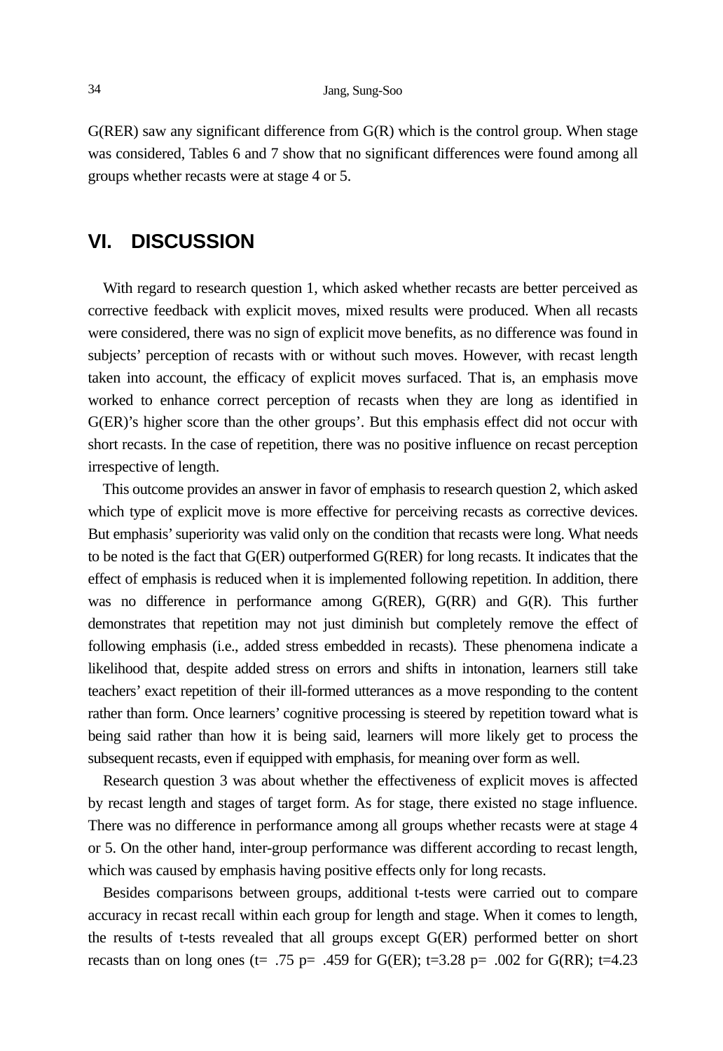G(RER) saw any significant difference from G(R) which is the control group. When stage was considered, Tables 6 and 7 show that no significant differences were found among all groups whether recasts were at stage 4 or 5.

## VI. DISCUSSION

With regard to research question 1, which asked whether recasts are better perceived as corrective feedback with explicit moves, mixed results were produced. When all recasts were considered, there was no sign of explicit move benefits, as no difference was found in subjects' perception of recasts with or without such moves. However, with recast length taken into account, the efficacy of explicit moves surfaced. That is, an emphasis move worked to enhance correct perception of recasts when they are long as identified in G(ER)'s higher score than the other groups'. But this emphasis effect did not occur with short recasts. In the case of repetition, there was no positive influence on recast perception irrespective of length.

This outcome provides an answer in favor of emphasis to research question 2, which asked which type of explicit move is more effective for perceiving recasts as corrective devices. But emphasis' superiority was valid only on the condition that recasts were long. What needs to be noted is the fact that G(ER) outperformed G(RER) for long recasts. It indicates that the effect of emphasis is reduced when it is implemented following repetition. In addition, there was no difference in performance among G(RER), G(RR) and G(R). This further demonstrates that repetition may not just diminish but completely remove the effect of following emphasis (i.e., added stress embedded in recasts). These phenomena indicate a likelihood that, despite added stress on errors and shifts in intonation, learners still take teachers' exact repetition of their ill-formed utterances as a move responding to the content rather than form. Once learners' cognitive processing is steered by repetition toward what is being said rather than how it is being said, learners will more likely get to process the subsequent recasts, even if equipped with emphasis, for meaning over form as well.

Research question 3 was about whether the effectiveness of explicit moves is affected by recast length and stages of target form. As for stage, there existed no stage influence. There was no difference in performance among all groups whether recasts were at stage 4 or 5. On the other hand, inter-group performance was different according to recast length, which was caused by emphasis having positive effects only for long recasts.

Besides comparisons between groups, additional t-tests were carried out to compare accuracy in recast recall within each group for length and stage. When it comes to length, the results of t-tests revealed that all groups except G(ER) performed better on short recasts than on long ones ($t= .75$ $p= .459$ for G(ER); $t=3.28$ $p= .002$ for G(RR); $t=4.23$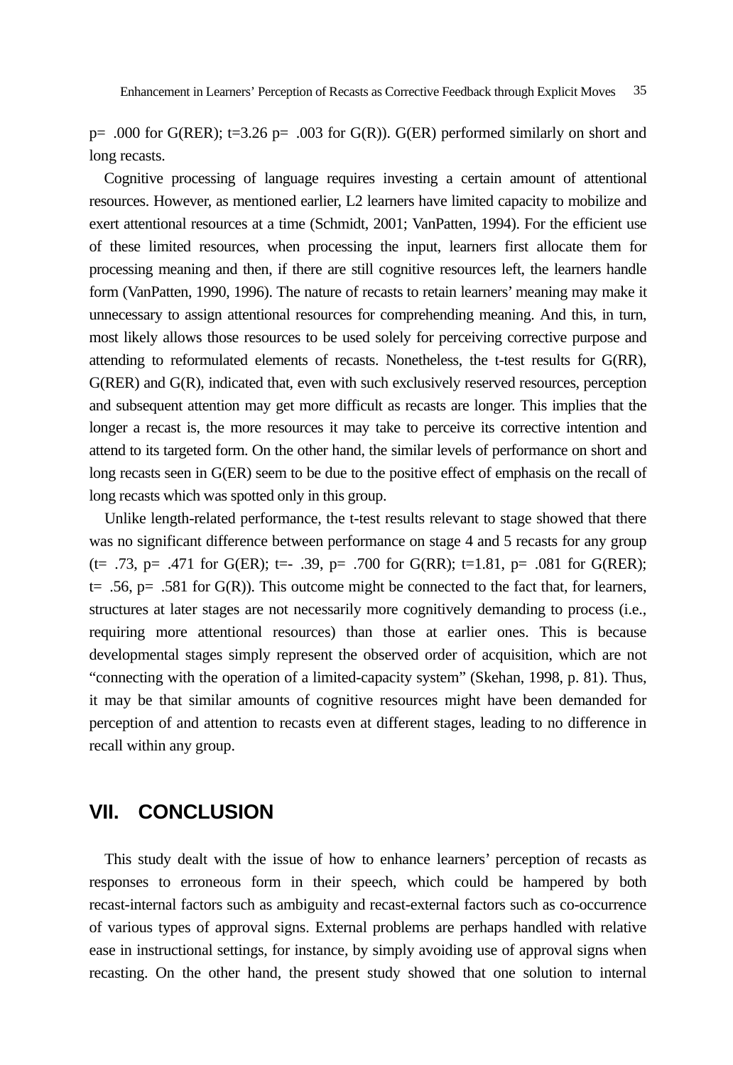p= .000 for G(RER); t=3.26 p= .003 for G(R)). G(ER) performed similarly on short and long recasts.

Cognitive processing of language requires investing a certain amount of attentional resources. However, as mentioned earlier, L2 learners have limited capacity to mobilize and exert attentional resources at a time (Schmidt, 2001; VanPatten, 1994). For the efficient use of these limited resources, when processing the input, learners first allocate them for processing meaning and then, if there are still cognitive resources left, the learners handle form (VanPatten, 1990, 1996). The nature of recasts to retain learners' meaning may make it unnecessary to assign attentional resources for comprehending meaning. And this, in turn, most likely allows those resources to be used solely for perceiving corrective purpose and attending to reformulated elements of recasts. Nonetheless, the t-test results for G(RR), G(RER) and G(R), indicated that, even with such exclusively reserved resources, perception and subsequent attention may get more difficult as recasts are longer. This implies that the longer a recast is, the more resources it may take to perceive its corrective intention and attend to its targeted form. On the other hand, the similar levels of performance on short and long recasts seen in G(ER) seem to be due to the positive effect of emphasis on the recall of long recasts which was spotted only in this group.

Unlike length-related performance, the t-test results relevant to stage showed that there was no significant difference between performance on stage 4 and 5 recasts for any group (t= .73, p= .471 for G(ER); t=- .39, p= .700 for G(RR); t=1.81, p= .081 for G(RER); t= .56, p= .581 for G(R)). This outcome might be connected to the fact that, for learners, structures at later stages are not necessarily more cognitively demanding to process (i.e., requiring more attentional resources) than those at earlier ones. This is because developmental stages simply represent the observed order of acquisition, which are not "connecting with the operation of a limited-capacity system" (Skehan, 1998, p. 81). Thus, it may be that similar amounts of cognitive resources might have been demanded for perception of and attention to recasts even at different stages, leading to no difference in recall within any group.

## VII. CONCLUSION

This study dealt with the issue of how to enhance learners' perception of recasts as responses to erroneous form in their speech, which could be hampered by both recast-internal factors such as ambiguity and recast-external factors such as co-occurrence of various types of approval signs. External problems are perhaps handled with relative ease in instructional settings, for instance, by simply avoiding use of approval signs when recasting. On the other hand, the present study showed that one solution to internal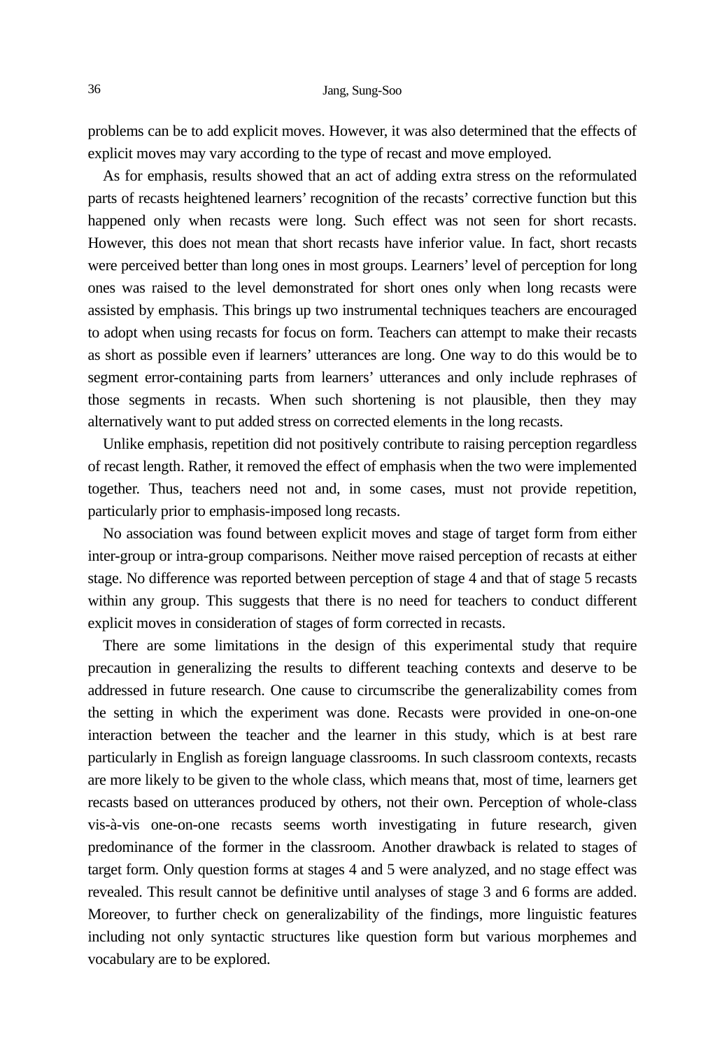problems can be to add explicit moves. However, it was also determined that the effects of explicit moves may vary according to the type of recast and move employed.

As for emphasis, results showed that an act of adding extra stress on the reformulated parts of recasts heightened learners' recognition of the recasts' corrective function but this happened only when recasts were long. Such effect was not seen for short recasts. However, this does not mean that short recasts have inferior value. In fact, short recasts were perceived better than long ones in most groups. Learners' level of perception for long ones was raised to the level demonstrated for short ones only when long recasts were assisted by emphasis. This brings up two instrumental techniques teachers are encouraged to adopt when using recasts for focus on form. Teachers can attempt to make their recasts as short as possible even if learners' utterances are long. One way to do this would be to segment error-containing parts from learners' utterances and only include rephrases of those segments in recasts. When such shortening is not plausible, then they may alternatively want to put added stress on corrected elements in the long recasts.

Unlike emphasis, repetition did not positively contribute to raising perception regardless of recast length. Rather, it removed the effect of emphasis when the two were implemented together. Thus, teachers need not and, in some cases, must not provide repetition, particularly prior to emphasis-imposed long recasts.

No association was found between explicit moves and stage of target form from either inter-group or intra-group comparisons. Neither move raised perception of recasts at either stage. No difference was reported between perception of stage 4 and that of stage 5 recasts within any group. This suggests that there is no need for teachers to conduct different explicit moves in consideration of stages of form corrected in recasts.

There are some limitations in the design of this experimental study that require precaution in generalizing the results to different teaching contexts and deserve to be addressed in future research. One cause to circumscribe the generalizability comes from the setting in which the experiment was done. Recasts were provided in one-on-one interaction between the teacher and the learner in this study, which is at best rare particularly in English as foreign language classrooms. In such classroom contexts, recasts are more likely to be given to the whole class, which means that, most of time, learners get recasts based on utterances produced by others, not their own. Perception of whole-class vis-à-vis one-on-one recasts seems worth investigating in future research, given predominance of the former in the classroom. Another drawback is related to stages of target form. Only question forms at stages 4 and 5 were analyzed, and no stage effect was revealed. This result cannot be definitive until analyses of stage 3 and 6 forms are added. Moreover, to further check on generalizability of the findings, more linguistic features including not only syntactic structures like question form but various morphemes and vocabulary are to be explored.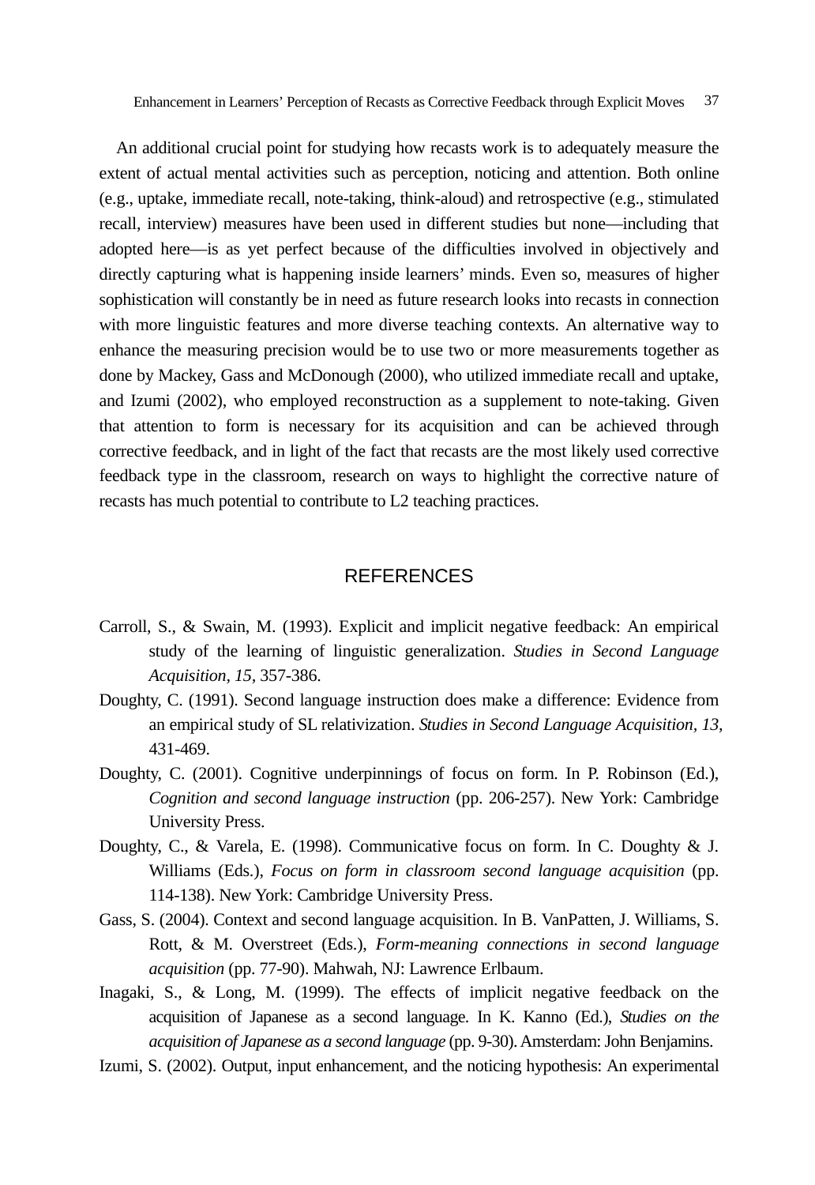An additional crucial point for studying how recasts work is to adequately measure the extent of actual mental activities such as perception, noticing and attention. Both online (e.g., uptake, immediate recall, note-taking, think-aloud) and retrospective (e.g., stimulated recall, interview) measures have been used in different studies but none—including that adopted here—is as yet perfect because of the difficulties involved in objectively and directly capturing what is happening inside learners' minds. Even so, measures of higher sophistication will constantly be in need as future research looks into recasts in connection with more linguistic features and more diverse teaching contexts. An alternative way to enhance the measuring precision would be to use two or more measurements together as done by Mackey, Gass and McDonough (2000), who utilized immediate recall and uptake, and Izumi (2002), who employed reconstruction as a supplement to note-taking. Given that attention to form is necessary for its acquisition and can be achieved through corrective feedback, and in light of the fact that recasts are the most likely used corrective feedback type in the classroom, research on ways to highlight the corrective nature of recasts has much potential to contribute to L2 teaching practices.

## REFERENCES

Carroll, S., & Swain, M. (1993). Explicit and implicit negative feedback: An empirical study of the learning of linguistic generalization. *Studies in Second Language Acquisition, 15,* 357-386.

Doughty, C. (1991). Second language instruction does make a difference: Evidence from an empirical study of SL relativization. *Studies in Second Language Acquisition, 13,* 431-469.

Doughty, C. (2001). Cognitive underpinnings of focus on form. In P. Robinson (Ed.), *Cognition and second language instruction* (pp. 206-257). New York: Cambridge University Press.

Doughty, C., & Varela, E. (1998). Communicative focus on form. In C. Doughty & J. Williams (Eds.), *Focus on form in classroom second language acquisition* (pp. 114-138). New York: Cambridge University Press.

Gass, S. (2004). Context and second language acquisition. In B. VanPatten, J. Williams, S. Rott, & M. Overstreet (Eds.), *Form-meaning connections in second language acquisition* (pp. 77-90). Mahwah, NJ: Lawrence Erlbaum.

Inagaki, S., & Long, M. (1999). The effects of implicit negative feedback on the acquisition of Japanese as a second language. In K. Kanno (Ed.), *Studies on the acquisition of Japanese as a second language* (pp. 9-30). Amsterdam: John Benjamins.

Izumi, S. (2002). Output, input enhancement, and the noticing hypothesis: An experimental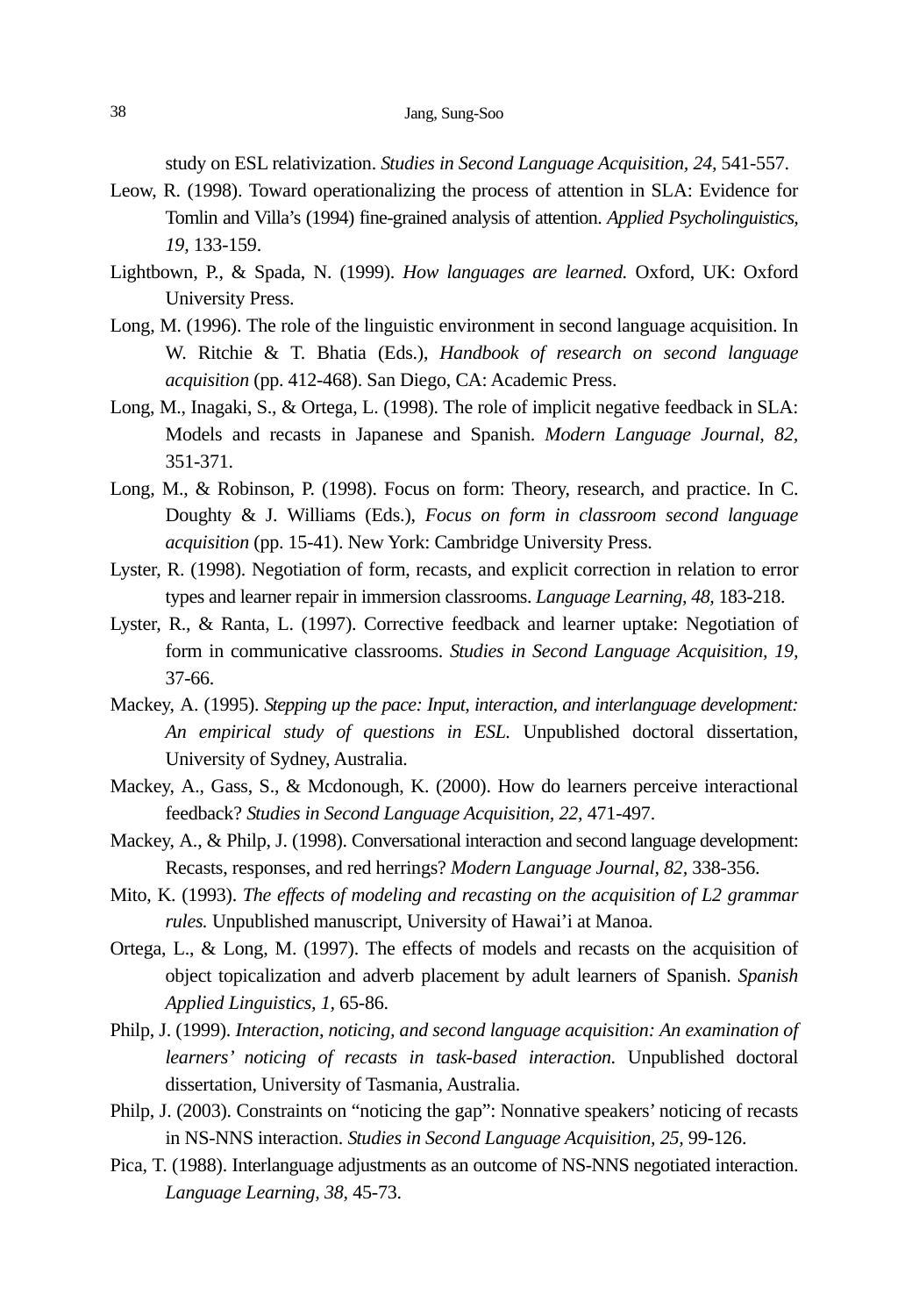study on ESL relativization. *Studies in Second Language Acquisition*, *24*, 541-557.

Leow, R. (1998). Toward operationalizing the process of attention in SLA: Evidence for Tomlin and Villa's (1994) fine-grained analysis of attention. *Applied Psycholinguistics*, *19*, 133-159.

Lightbown, P., & Spada, N. (1999). *How languages are learned*. Oxford, UK: Oxford University Press.

Long, M. (1996). The role of the linguistic environment in second language acquisition. In W. Ritchie & T. Bhatia (Eds.), *Handbook of research on second language acquisition* (pp. 412-468). San Diego, CA: Academic Press.

Long, M., Inagaki, S., & Ortega, L. (1998). The role of implicit negative feedback in SLA: Models and recasts in Japanese and Spanish. *Modern Language Journal*, *82*, 351-371.

Long, M., & Robinson, P. (1998). Focus on form: Theory, research, and practice. In C. Doughty & J. Williams (Eds.), *Focus on form in classroom second language acquisition* (pp. 15-41). New York: Cambridge University Press.

Lyster, R. (1998). Negotiation of form, recasts, and explicit correction in relation to error types and learner repair in immersion classrooms. *Language Learning*, *48*, 183-218.

Lyster, R., & Ranta, L. (1997). Corrective feedback and learner uptake: Negotiation of form in communicative classrooms. *Studies in Second Language Acquisition*, *19*, 37-66.

Mackey, A. (1995). *Stepping up the pace: Input, interaction, and interlanguage development: An empirical study of questions in ESL*. Unpublished doctoral dissertation, University of Sydney, Australia.

Mackey, A., Gass, S., & Mcdonough, K. (2000). How do learners perceive interactional feedback? *Studies in Second Language Acquisition*, *22*, 471-497.

Mackey, A., & Philp, J. (1998). Conversational interaction and second language development: Recasts, responses, and red herrings? *Modern Language Journal*, *82*, 338-356.

Mito, K. (1993). *The effects of modeling and recasting on the acquisition of L2 grammar rules*. Unpublished manuscript, University of Hawai'i at Manoa.

Ortega, L., & Long, M. (1997). The effects of models and recasts on the acquisition of object topicalization and adverb placement by adult learners of Spanish. *Spanish Applied Linguistics*, *1*, 65-86.

Philp, J. (1999). *Interaction, noticing, and second language acquisition: An examination of learners' noticing of recasts in task-based interaction*. Unpublished doctoral dissertation, University of Tasmania, Australia.

Philp, J. (2003). Constraints on "noticing the gap": Nonnative speakers' noticing of recasts in NS-NNS interaction. *Studies in Second Language Acquisition*, *25*, 99-126.

Pica, T. (1988). Interlanguage adjustments as an outcome of NS-NNS negotiated interaction. *Language Learning*, *38*, 45-73.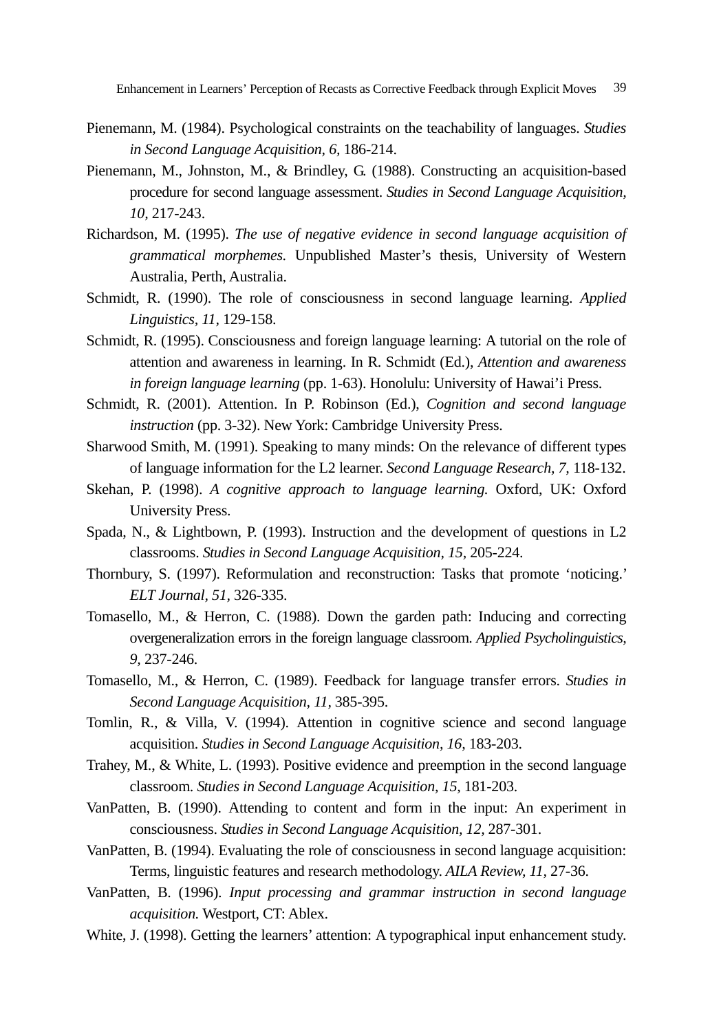Pienemann, M. (1984). Psychological constraints on the teachability of languages. *Studies in Second Language Acquisition, 6,* 186-214.

Pienemann, M., Johnston, M., & Brindley, G. (1988). Constructing an acquisition-based procedure for second language assessment. *Studies in Second Language Acquisition, 10,* 217-243.

Richardson, M. (1995). *The use of negative evidence in second language acquisition of grammatical morphemes.* Unpublished Master's thesis, University of Western Australia, Perth, Australia.

Schmidt, R. (1990). The role of consciousness in second language learning. *Applied Linguistics, 11,* 129-158.

Schmidt, R. (1995). Consciousness and foreign language learning: A tutorial on the role of attention and awareness in learning. In R. Schmidt (Ed.), *Attention and awareness in foreign language learning* (pp. 1-63). Honolulu: University of Hawai'i Press.

Schmidt, R. (2001). Attention. In P. Robinson (Ed.), *Cognition and second language instruction* (pp. 3-32). New York: Cambridge University Press.

Sharwood Smith, M. (1991). Speaking to many minds: On the relevance of different types of language information for the L2 learner. *Second Language Research, 7,* 118-132.

Skehan, P. (1998). *A cognitive approach to language learning.* Oxford, UK: Oxford University Press.

Spada, N., & Lightbown, P. (1993). Instruction and the development of questions in L2 classrooms. *Studies in Second Language Acquisition, 15,* 205-224.

Thornbury, S. (1997). Reformulation and reconstruction: Tasks that promote 'noticing.' *ELT Journal, 51,* 326-335.

Tomasello, M., & Herron, C. (1988). Down the garden path: Inducing and correcting overgeneralization errors in the foreign language classroom. *Applied Psycholinguistics, 9,* 237-246.

Tomasello, M., & Herron, C. (1989). Feedback for language transfer errors. *Studies in Second Language Acquisition, 11,* 385-395.

Tomlin, R., & Villa, V. (1994). Attention in cognitive science and second language acquisition. *Studies in Second Language Acquisition, 16,* 183-203.

Trahey, M., & White, L. (1993). Positive evidence and preemption in the second language classroom. *Studies in Second Language Acquisition, 15,* 181-203.

VanPatten, B. (1990). Attending to content and form in the input: An experiment in consciousness. *Studies in Second Language Acquisition, 12,* 287-301.

VanPatten, B. (1994). Evaluating the role of consciousness in second language acquisition: Terms, linguistic features and research methodology. *AILA Review, 11,* 27-36.

VanPatten, B. (1996). *Input processing and grammar instruction in second language acquisition.* Westport, CT: Ablex.

White, J. (1998). Getting the learners' attention: A typographical input enhancement study.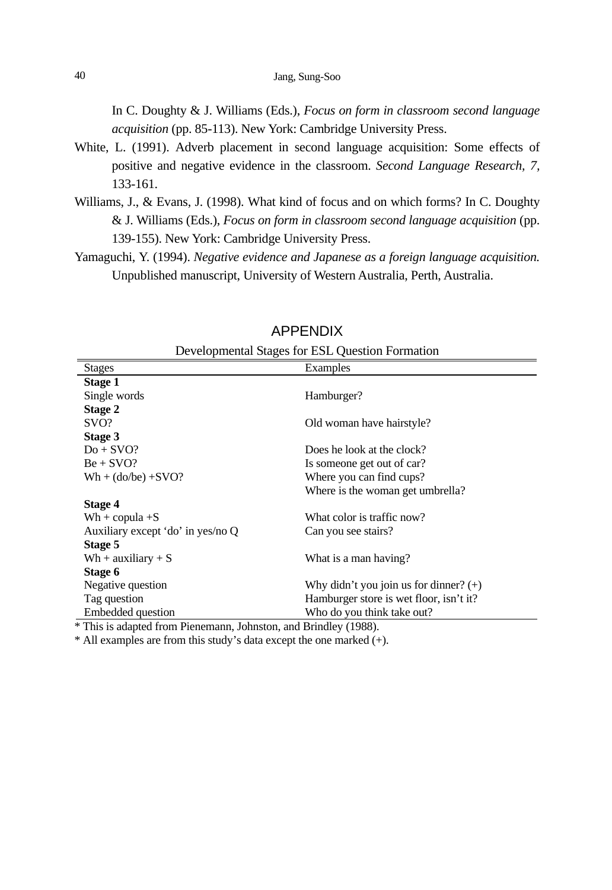In C. Doughty & J. Williams (Eds.), *Focus on form in classroom second language acquisition* (pp. 85-113). New York: Cambridge University Press.

White, L. (1991). Adverb placement in second language acquisition: Some effects of positive and negative evidence in the classroom. *Second Language Research, 7,* 133-161.

Williams, J., & Evans, J. (1998). What kind of focus and on which forms? In C. Doughty & J. Williams (Eds.), *Focus on form in classroom second language acquisition* (pp. 139-155). New York: Cambridge University Press.

Yamaguchi, Y. (1994). *Negative evidence and Japanese as a foreign language acquisition.* Unpublished manuscript, University of Western Australia, Perth, Australia.

## APPENDIX

Developmental Stages for ESL Question Formation

| Stages | Examples |
|---|---|
| **Stage 1** | |
| Single words | Hamburger? |
| **Stage 2** | |
| SVO? | Old woman have hairstyle? |
| **Stage 3** | |
| Do + SVO? | Does he look at the clock? |
| Be + SVO? | Is someone get out of car? |
| Wh + (do/be) +SVO? | Where you can find cups? |
| | Where is the woman get umbrella? |
| **Stage 4** | |
| Wh + copula +S | What color is traffic now? |
| Auxiliary except 'do' in yes/no Q | Can you see stairs? |
| **Stage 5** | |
| Wh + auxiliary + S | What is a man having? |
| **Stage 6** | |
| Negative question | Why didn't you join us for dinner? (+) |
| Tag question | Hamburger store is wet floor, isn't it? |
| Embedded question | Who do you think take out? |

\* This is adapted from Pienemann, Johnston, and Brindley (1988).

\* All examples are from this study's data except the one marked (+).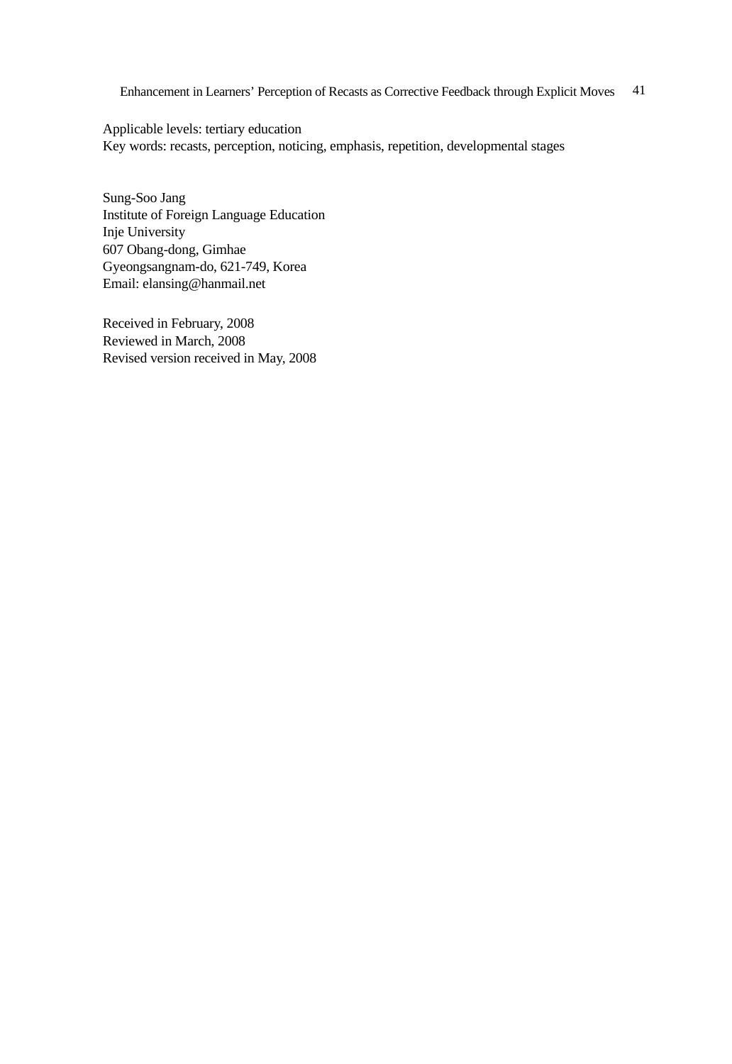Applicable levels: tertiary education  
Key words: recasts, perception, noticing, emphasis, repetition, developmental stages

Sung-Soo Jang  
Institute of Foreign Language Education  
Inje University  
607 Obang-dong, Gimhae  
Gyeongsangnam-do, 621-749, Korea  
Email: elansing@hanmail.net

Received in February, 2008  
Reviewed in March, 2008  
Revised version received in May, 2008